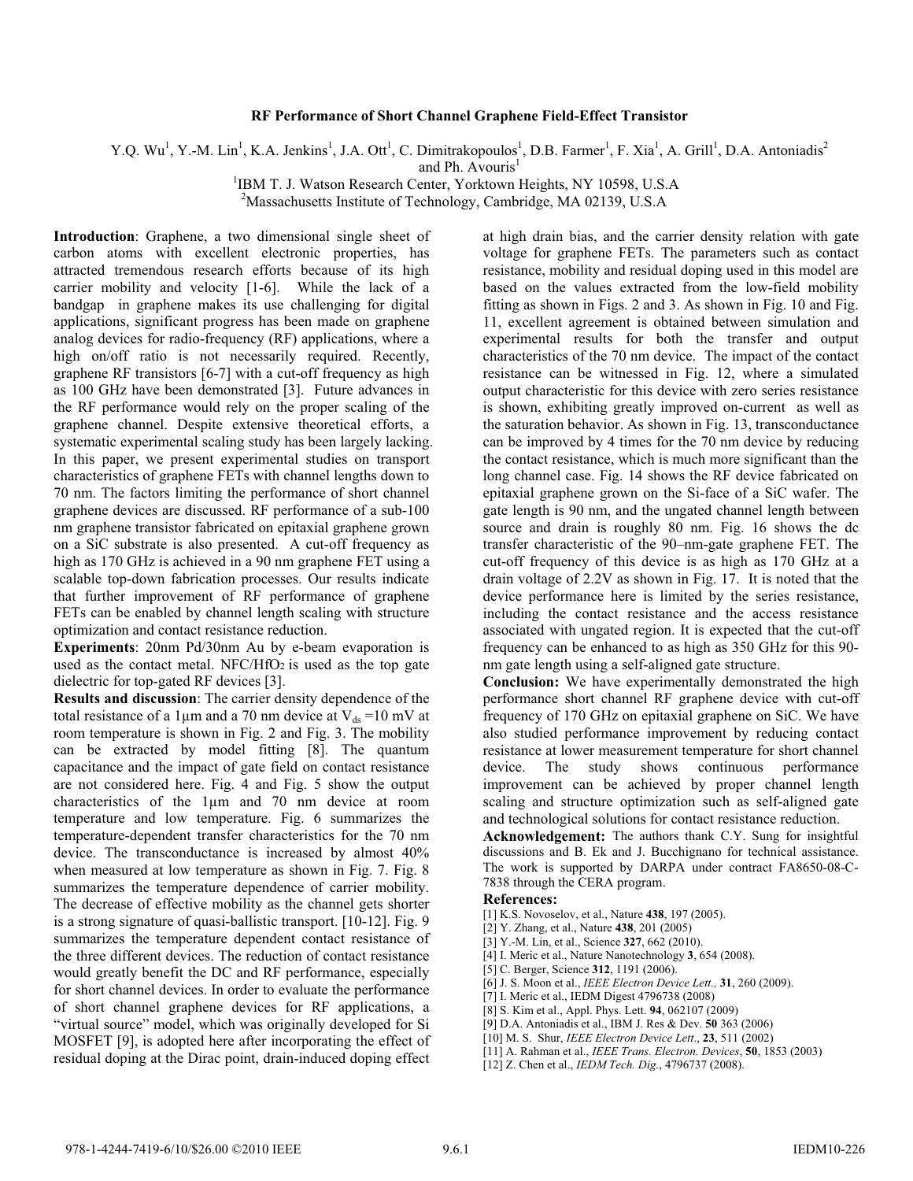# RF Performance of Short Channel Graphene Field-Effect Transistor

Y.Q. Wu[1], Y.-M. Lin[1], K.A. Jenkins[1], J.A. Ott[1], C. Dimitrakopoulos[1], D.B. Farmer[1], F. Xia[1], A. Grill[1], D.A. Antoniadis[2] and Ph. Avouris[1]

[1]IBM T. J. Watson Research Center, Yorktown Heights, NY 10598, U.S.A

[2]Massachusetts Institute of Technology, Cambridge, MA 02139, U.S.A

**Introduction**: Graphene, a two dimensional single sheet of carbon atoms with excellent electronic properties, has attracted tremendous research efforts because of its high carrier mobility and velocity [1-6]. While the lack of a bandgap in graphene makes its use challenging for digital applications, significant progress has been made on graphene analog devices for radio-frequency (RF) applications, where a high on/off ratio is not necessarily required. Recently, graphene RF transistors [6-7] with a cut-off frequency as high as 100 GHz have been demonstrated [3]. Future advances in the RF performance would rely on the proper scaling of the graphene channel. Despite extensive theoretical efforts, a systematic experimental scaling study has been largely lacking. In this paper, we present experimental studies on transport characteristics of graphene FETs with channel lengths down to 70 nm. The factors limiting the performance of short channel graphene devices are discussed. RF performance of a sub-100 nm graphene transistor fabricated on epitaxial graphene grown on a SiC substrate is also presented. A cut-off frequency as high as 170 GHz is achieved in a 90 nm graphene FET using a scalable top-down fabrication processes. Our results indicate that further improvement of RF performance of graphene FETs can be enabled by channel length scaling with structure optimization and contact resistance reduction.

**Experiments**: 20nm Pd/30nm Au by e-beam evaporation is used as the contact metal. NFC/$HfO_2$ is used as the top gate dielectric for top-gated RF devices [3].

**Results and discussion**: The carrier density dependence of the total resistance of a 1μm and a 70 nm device at $V_{ds}$ =10 mV at room temperature is shown in Fig. 2 and Fig. 3. The mobility can be extracted by model fitting [8]. The quantum capacitance and the impact of gate field on contact resistance are not considered here. Fig. 4 and Fig. 5 show the output characteristics of the 1μm and 70 nm device at room temperature and low temperature. Fig. 6 summarizes the temperature-dependent transfer characteristics for the 70 nm device. The transconductance is increased by almost 40% when measured at low temperature as shown in Fig. 7. Fig. 8 summarizes the temperature dependence of carrier mobility. The decrease of effective mobility as the channel gets shorter is a strong signature of quasi-ballistic transport. [10-12]. Fig. 9 summarizes the temperature dependent contact resistance of the three different devices. The reduction of contact resistance would greatly benefit the DC and RF performance, especially for short channel devices. In order to evaluate the performance of short channel graphene devices for RF applications, a "virtual source" model, which was originally developed for Si MOSFET [9], is adopted here after incorporating the effect of residual doping at the Dirac point, drain-induced doping effect at high drain bias, and the carrier density relation with gate voltage for graphene FETs. The parameters such as contact resistance, mobility and residual doping used in this model are based on the values extracted from the low-field mobility fitting as shown in Figs. 2 and 3. As shown in Fig. 10 and Fig. 11, excellent agreement is obtained between simulation and experimental results for both the transfer and output characteristics of the 70 nm device. The impact of the contact resistance can be witnessed in Fig. 12, where a simulated output characteristic for this device with zero series resistance is shown, exhibiting greatly improved on-current as well as the saturation behavior. As shown in Fig. 13, transconductance can be improved by 4 times for the 70 nm device by reducing the contact resistance, which is much more significant than the long channel case. Fig. 14 shows the RF device fabricated on epitaxial graphene grown on the Si-face of a SiC wafer. The gate length is 90 nm, and the ungated channel length between source and drain is roughly 80 nm. Fig. 16 shows the dc transfer characteristic of the 90–nm-gate graphene FET. The cut-off frequency of this device is as high as 170 GHz at a drain voltage of 2.2V as shown in Fig. 17. It is noted that the device performance here is limited by the series resistance, including the contact resistance and the access resistance associated with ungated region. It is expected that the cut-off frequency can be enhanced to as high as 350 GHz for this 90-nm gate length using a self-aligned gate structure.

**Conclusion:** We have experimentally demonstrated the high performance short channel RF graphene device with cut-off frequency of 170 GHz on epitaxial graphene on SiC. We have also studied performance improvement by reducing contact resistance at lower measurement temperature for short channel device. The study shows continuous performance improvement can be achieved by proper channel length scaling and structure optimization such as self-aligned gate and technological solutions for contact resistance reduction.

**Acknowledgement:** The authors thank C.Y. Sung for insightful discussions and B. Ek and J. Bucchignano for technical assistance. The work is supported by DARPA under contract FA8650-08-C-7838 through the CERA program.

## References:

[1] K.S. Novoselov, et al., Nature **438**, 197 (2005).
[2] Y. Zhang, et al., Nature **438**, 201 (2005)
[3] Y.-M. Lin, et al., Science **327**, 662 (2010).
[4] I. Meric et al., Nature Nanotechnology **3**, 654 (2008).
[5] C. Berger, Science **312**, 1191 (2006).
[6] J. S. Moon et al., *IEEE Electron Device Lett.,* **31**, 260 (2009).
[7] I. Meric et al., IEDM Digest 4796738 (2008)
[8] S. Kim et al., Appl. Phys. Lett. **94**, 062107 (2009)
[9] D.A. Antoniadis et al., IBM J. Res & Dev. **50** 363 (2006)
[10] M. S. Shur, *IEEE Electron Device Lett*., **23**, 511 (2002)
[11] A. Rahman et al., *IEEE Trans. Electron. Devices*, **50**, 1853 (2003)
[12] Z. Chen et al., *IEDM Tech. Dig.*, 4796737 (2008).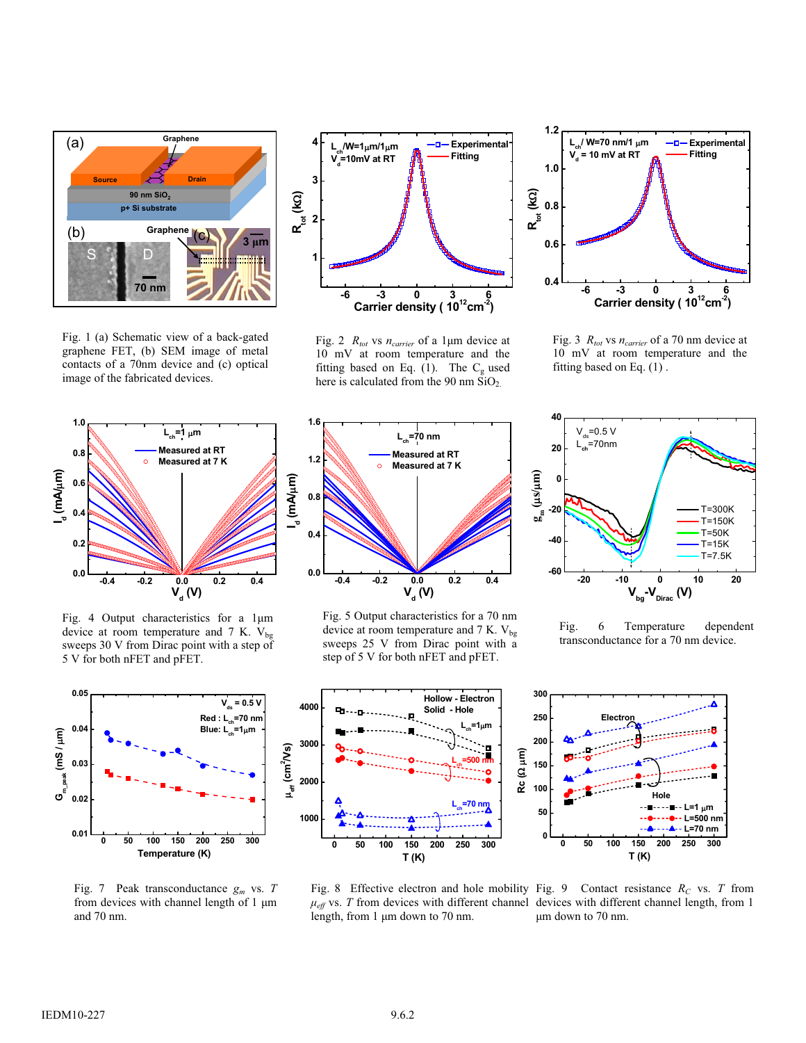Fig. 1 (a) Schematic view of a back-gated graphene FET, (b) SEM image of metal contacts of a 70nm device and (c) optical image of the fabricated devices.

Fig. 2 $R_{tot}$ vs $n_{carrier}$ of a 1μm device at 10 mV at room temperature and the fitting based on Eq. (1). The $C_g$ used here is calculated from the 90 nm $SiO_2$.

Fig. 3 $R_{tot}$ vs $n_{carrier}$ of a 70 nm device at 10 mV at room temperature and the fitting based on Eq. (1) .

Fig. 4 Output characteristics for a 1μm device at room temperature and 7 K. $V_{bg}$ sweeps 30 V from Dirac point with a step of 5 V for both nFET and pFET.

Fig. 5 Output characteristics for a 70 nm device at room temperature and 7 K. $V_{bg}$ sweeps 25 V from Dirac point with a step of 5 V for both nFET and pFET.

Fig. 6 Temperature dependent transconductance for a 70 nm device.

Fig. 7 Peak transconductance $g_m$ vs. $T$ from devices with channel length of 1 μm and 70 nm.

Fig. 8 Effective electron and hole mobility $\mu_{eff}$ vs. $T$ from devices with different channel length, from 1 μm down to 70 nm.

Fig. 9 Contact resistance $R_C$ vs. $T$ from devices with different channel length, from 1 μm down to 70 nm.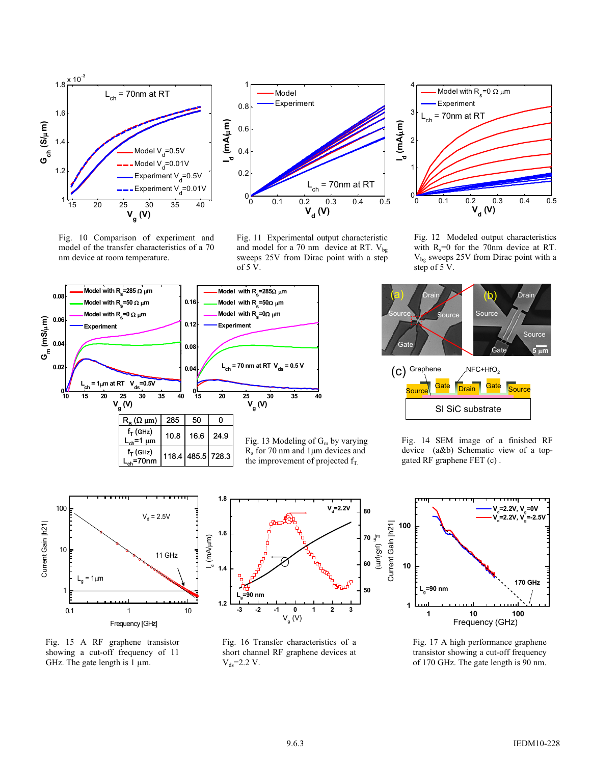Fig. 10 Comparison of experiment and model of the transfer characteristics of a 70 nm device at room temperature.

Fig. 11 Experimental output characteristic and model for a 70 nm device at RT. $V_{bg}$ sweeps 25V from Dirac point with a step of 5 V.

Fig. 12 Modeled output characteristics with $R_s$=0 for the 70nm device at RT. $V_{bg}$ sweeps 25V from Dirac point with a step of 5 V.

| $R_s$ (Ω μm) | 285 | 50 | 0 |
|---|---|---|---|
| $f_T$ (GHz) $L_{ch}$=1 μm | 10.8 | 16.6 | 24.9 |
| $f_T$ (GHz) $L_{ch}$=70nm | 118.4 | 485.5 | 728.3 |

Fig. 13 Modeling of $G_m$ by varying $R_s$ for 70 nm and 1μm devices and the improvement of projected $f_T$.

Fig. 14 SEM image of a finished RF device (a&b) Schematic view of a top-gated RF graphene FET (c) .

Fig. 15 A RF graphene transistor showing a cut-off frequency of 11 GHz. The gate length is 1 μm.

Fig. 16 Transfer characteristics of a short channel RF graphene devices at $V_{ds}$=2.2 V.

Fig. 17 A high performance graphene transistor showing a cut-off frequency of 170 GHz. The gate length is 90 nm.